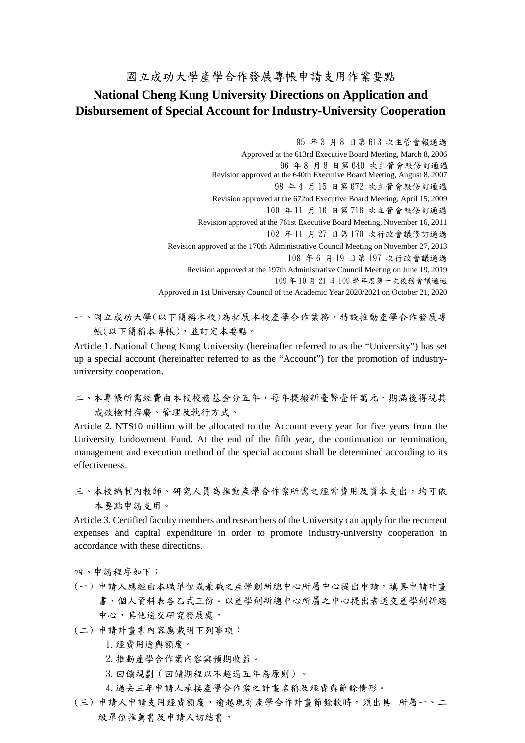# 國立成功大學產學合作發展專帳申請支用作業要點

# National Cheng Kung University Directions on Application and Disbursement of Special Account for Industry-University Cooperation

95 年 3 月 8 日第 613 次主管會報通過
Approved at the 613rd Executive Board Meeting, March 8, 2006
96 年 8 月 8 日第 640 次主管會報修訂通過
Revision approved at the 640th Executive Board Meeting, August 8, 2007
98 年 4 月 15 日第 672 次主管會報修訂通過
Revision approved at the 672nd Executive Board Meeting, April 15, 2009
100 年 11 月 16 日第 716 次主管會報修訂通過
Revision approved at the 761st Executive Board Meeting, November 16, 2011
102 年 11 月 27 日第 170 次行政會議修訂通過
Revision approved at the 170th Administrative Council Meeting on November 27, 2013
108 年 6 月 19 日第 197 次行政會議通過
Revision approved at the 197th Administrative Council Meeting on June 19, 2019
109 年 10 月 21 日 109 學年度第一次校務會議通過
Approved in 1st University Council of the Academic Year 2020/2021 on October 21, 2020

一、國立成功大學(以下簡稱本校)為拓展本校產學合作業務，特設推動產學合作發展專帳(以下簡稱本專帳)，並訂定本要點。

Article 1. National Cheng Kung University (hereinafter referred to as the "University") has set up a special account (hereinafter referred to as the "Account") for the promotion of industry-university cooperation.

二、本專帳所需經費由本校校務基金分五年，每年提撥新臺幣壹仟萬元，期滿後得視其成效檢討存廢、管理及執行方式。

Article 2. NT$10 million will be allocated to the Account every year for five years from the University Endowment Fund. At the end of the fifth year, the continuation or termination, management and execution method of the special account shall be determined according to its effectiveness.

三、本校編制內教師、研究人員為推動產學合作案所需之經常費用及資本支出，均可依本要點申請支用。

Article 3. Certified faculty members and researchers of the University can apply for the recurrent expenses and capital expenditure in order to promote industry-university cooperation in accordance with these directions.

四、申請程序如下：

(一) 申請人應經由本職單位或兼職之產學創新總中心所屬中心提出申請，填具申請計畫書、個人資料表各乙式三份。以產學創新總中心所屬之中心提出者送交產學創新總中心，其他送交研究發展處。

(二) 申請計畫書內容應載明下列事項：

1. 經費用途與額度。
2. 推動產學合作案內容與預期收益。
3. 回饋規劃（回饋期程以不超過五年為原則）。
4. 過去三年申請人承接產學合作案之計畫名稱及經費與節餘情形。

(三) 申請人申請支用經費額度，逾越現有產學合作計畫節餘款時，須出具 所屬一、二級單位推薦書及申請人切結書。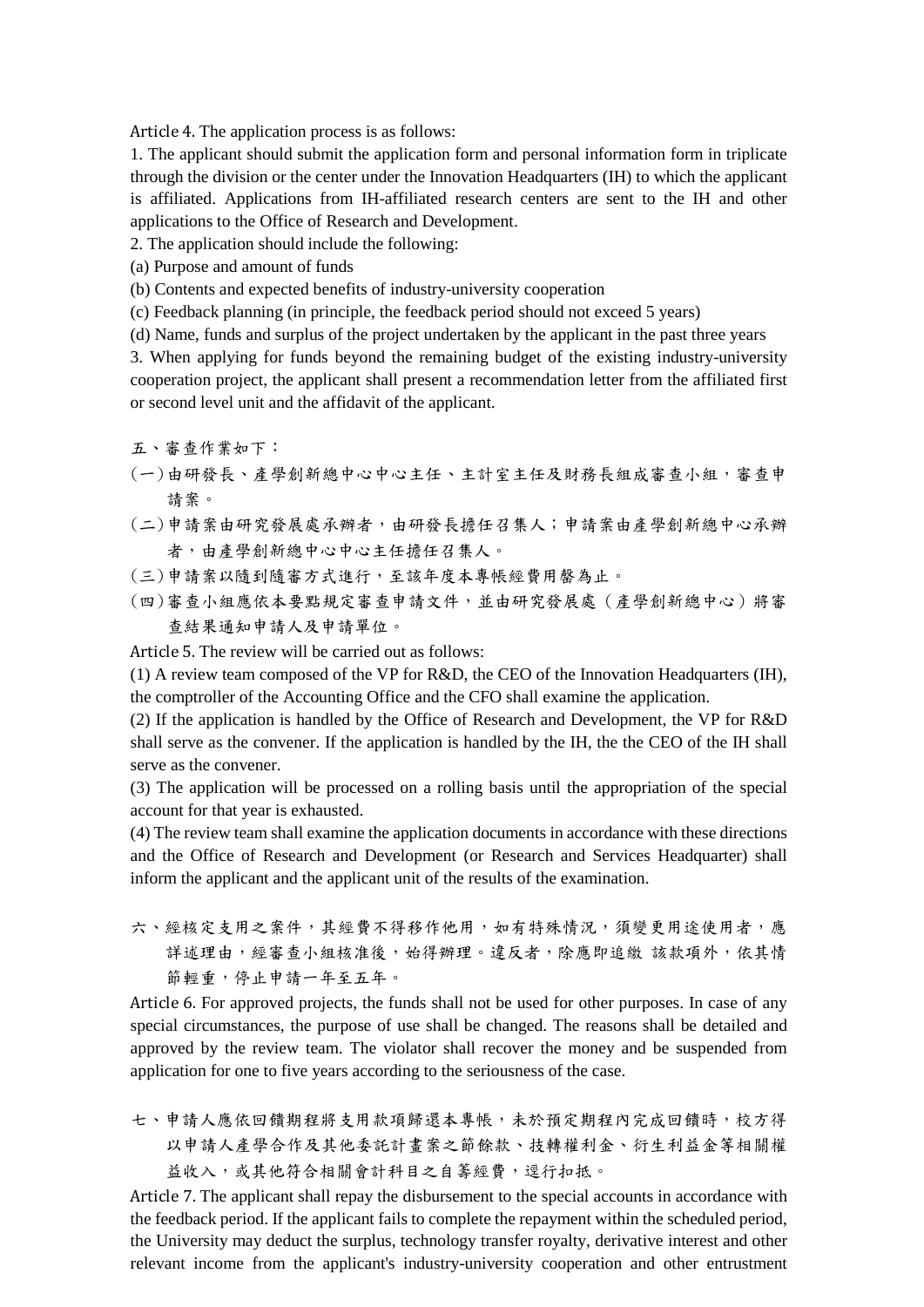Article 4. The application process is as follows:

1. The applicant should submit the application form and personal information form in triplicate through the division or the center under the Innovation Headquarters (IH) to which the applicant is affiliated. Applications from IH-affiliated research centers are sent to the IH and other applications to the Office of Research and Development.

2. The application should include the following:

(a) Purpose and amount of funds

(b) Contents and expected benefits of industry-university cooperation

(c) Feedback planning (in principle, the feedback period should not exceed 5 years)

(d) Name, funds and surplus of the project undertaken by the applicant in the past three years

3. When applying for funds beyond the remaining budget of the existing industry-university cooperation project, the applicant shall present a recommendation letter from the affiliated first or second level unit and the affidavit of the applicant.

五、審查作業如下：

(一)由研發長、產學創新總中心中心主任、主計室主任及財務長組成審查小組，審查申請案。

(二)申請案由研究發展處承辦者，由研發長擔任召集人；申請案由產學創新總中心承辦者，由產學創新總中心中心主任擔任召集人。

(三)申請案以隨到隨審方式進行，至該年度本專帳經費用罄為止。

(四)審查小組應依本要點規定審查申請文件，並由研究發展處（產學創新總中心）將審查結果通知申請人及申請單位。

Article 5. The review will be carried out as follows:

(1) A review team composed of the VP for R&D, the CEO of the Innovation Headquarters (IH), the comptroller of the Accounting Office and the CFO shall examine the application.

(2) If the application is handled by the Office of Research and Development, the VP for R&D shall serve as the convener. If the application is handled by the IH, the the CEO of the IH shall serve as the convener.

(3) The application will be processed on a rolling basis until the appropriation of the special account for that year is exhausted.

(4) The review team shall examine the application documents in accordance with these directions and the Office of Research and Development (or Research and Services Headquarter) shall inform the applicant and the applicant unit of the results of the examination.

六、經核定支用之案件，其經費不得移作他用，如有特殊情況，須變更用途使用者，應詳述理由，經審查小組核准後，始得辦理。違反者，除應即追繳 該款項外，依其情節輕重，停止申請一年至五年。

Article 6. For approved projects, the funds shall not be used for other purposes. In case of any special circumstances, the purpose of use shall be changed. The reasons shall be detailed and approved by the review team. The violator shall recover the money and be suspended from application for one to five years according to the seriousness of the case.

七、申請人應依回饋期程將支用款項歸還本專帳，未於預定期程內完成回饋時，校方得以申請人產學合作及其他委託計畫案之節餘款、技轉權利金、衍生利益金等相關權益收入，或其他符合相關會計科目之自籌經費，逕行扣抵。

Article 7. The applicant shall repay the disbursement to the special accounts in accordance with the feedback period. If the applicant fails to complete the repayment within the scheduled period, the University may deduct the surplus, technology transfer royalty, derivative interest and other relevant income from the applicant's industry-university cooperation and other entrustment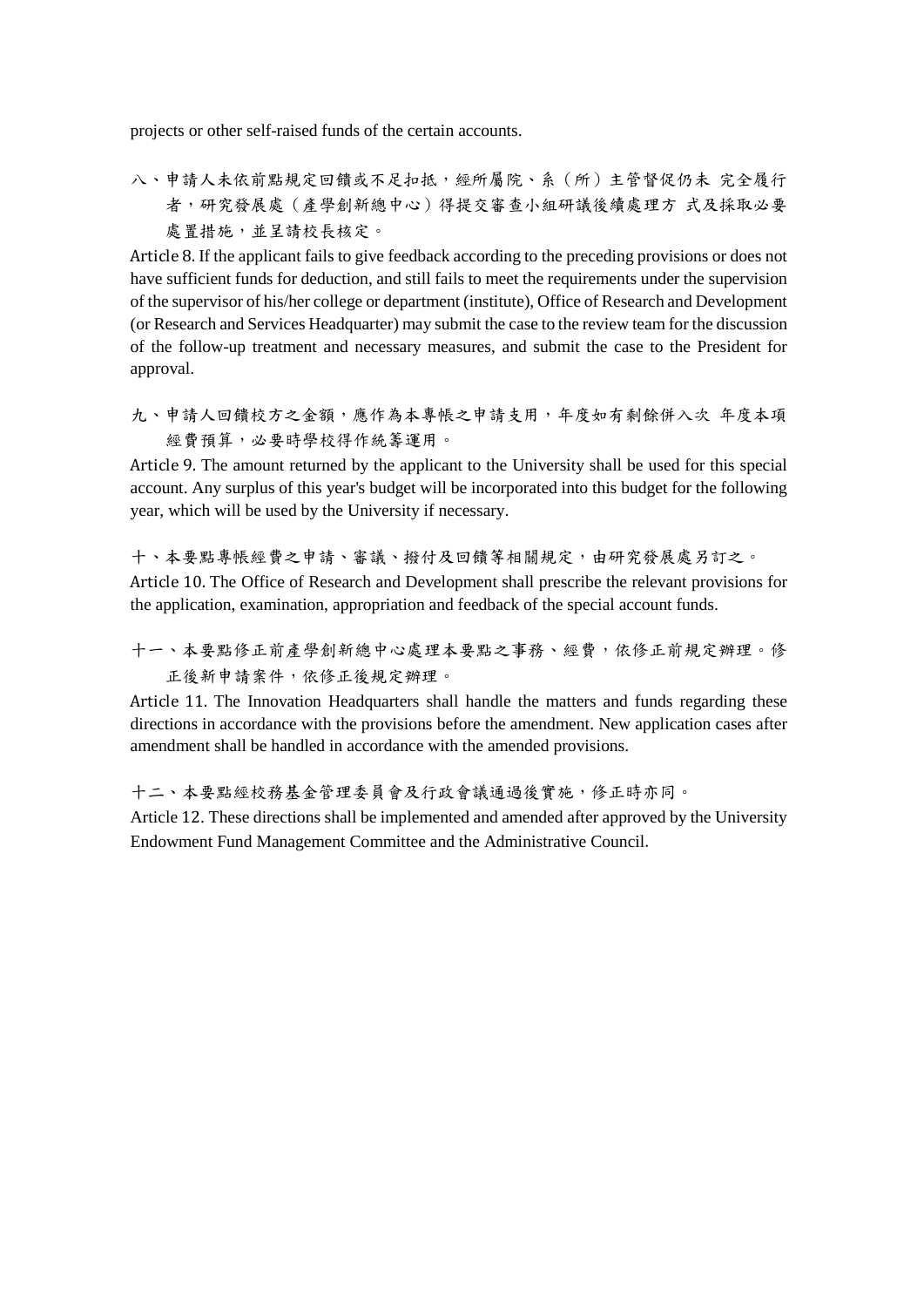projects or other self-raised funds of the certain accounts.

八、申請人未依前點規定回饋或不足扣抵，經所屬院、系（所）主管督促仍未 完全履行者，研究發展處（產學創新總中心）得提交審查小組研議後續處理方 式及採取必要處置措施，並呈請校長核定。

Article 8. If the applicant fails to give feedback according to the preceding provisions or does not have sufficient funds for deduction, and still fails to meet the requirements under the supervision of the supervisor of his/her college or department (institute), Office of Research and Development (or Research and Services Headquarter) may submit the case to the review team for the discussion of the follow-up treatment and necessary measures, and submit the case to the President for approval.

九、申請人回饋校方之金額，應作為本專帳之申請支用，年度如有剩餘併入次 年度本項經費預算，必要時學校得作統籌運用。

Article 9. The amount returned by the applicant to the University shall be used for this special account. Any surplus of this year's budget will be incorporated into this budget for the following year, which will be used by the University if necessary.

十、本要點專帳經費之申請、審議、撥付及回饋等相關規定，由研究發展處另訂之。

Article 10. The Office of Research and Development shall prescribe the relevant provisions for the application, examination, appropriation and feedback of the special account funds.

十一、本要點修正前產學創新總中心處理本要點之事務、經費，依修正前規定辦理。修正後新申請案件，依修正後規定辦理。

Article 11. The Innovation Headquarters shall handle the matters and funds regarding these directions in accordance with the provisions before the amendment. New application cases after amendment shall be handled in accordance with the amended provisions.

十二、本要點經校務基金管理委員會及行政會議通過後實施，修正時亦同。

Article 12. These directions shall be implemented and amended after approved by the University Endowment Fund Management Committee and the Administrative Council.